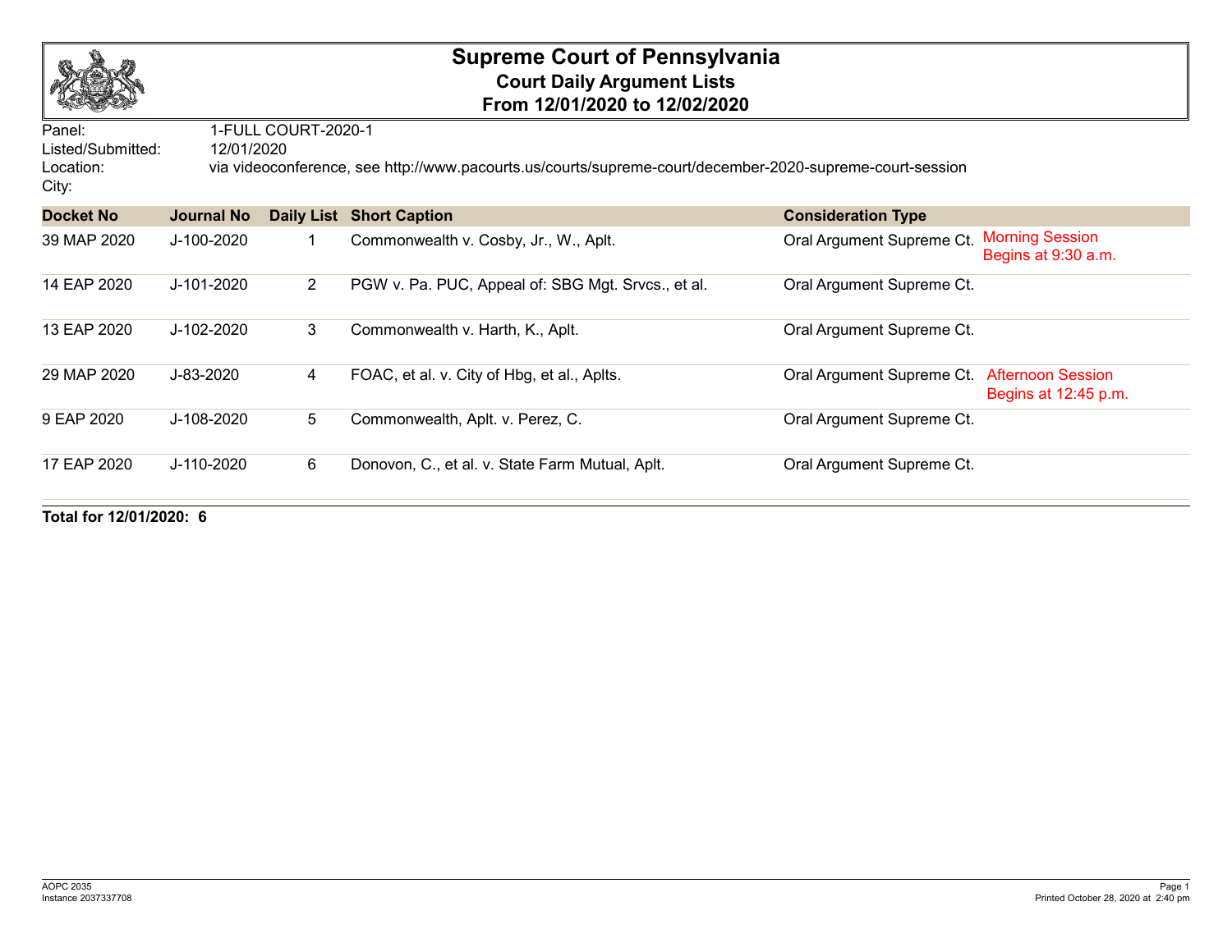# Supreme Court of Pennsylvania

## Court Daily Argument Lists

## From 12/01/2020 to 12/02/2020

Panel: 1-FULL COURT-2020-1
Listed/Submitted: 12/01/2020
Location: via videoconference, see http://www.pacourts.us/courts/supreme-court/december-2020-supreme-court-session
City:

| Docket No | Journal No | Daily List | Short Caption | Consideration Type | |
|---|---|---|---|---|---|
| 39 MAP 2020 | J-100-2020 | 1 | Commonwealth v. Cosby, Jr., W., Aplt. | Oral Argument Supreme Ct. | Morning Session Begins at 9:30 a.m. |
| 14 EAP 2020 | J-101-2020 | 2 | PGW v. Pa. PUC, Appeal of: SBG Mgt. Srvcs., et al. | Oral Argument Supreme Ct. | |
| 13 EAP 2020 | J-102-2020 | 3 | Commonwealth v. Harth, K., Aplt. | Oral Argument Supreme Ct. | |
| 29 MAP 2020 | J-83-2020 | 4 | FOAC, et al. v. City of Hbg, et al., Aplts. | Oral Argument Supreme Ct. | Afternoon Session Begins at 12:45 p.m. |
| 9 EAP 2020 | J-108-2020 | 5 | Commonwealth, Aplt. v. Perez, C. | Oral Argument Supreme Ct. | |
| 17 EAP 2020 | J-110-2020 | 6 | Donovon, C., et al. v. State Farm Mutual, Aplt. | Oral Argument Supreme Ct. | |

**Total for 12/01/2020: 6**

AOPC 2035
Instance 2037337708

Printed October 28, 2020 at 2:40 pm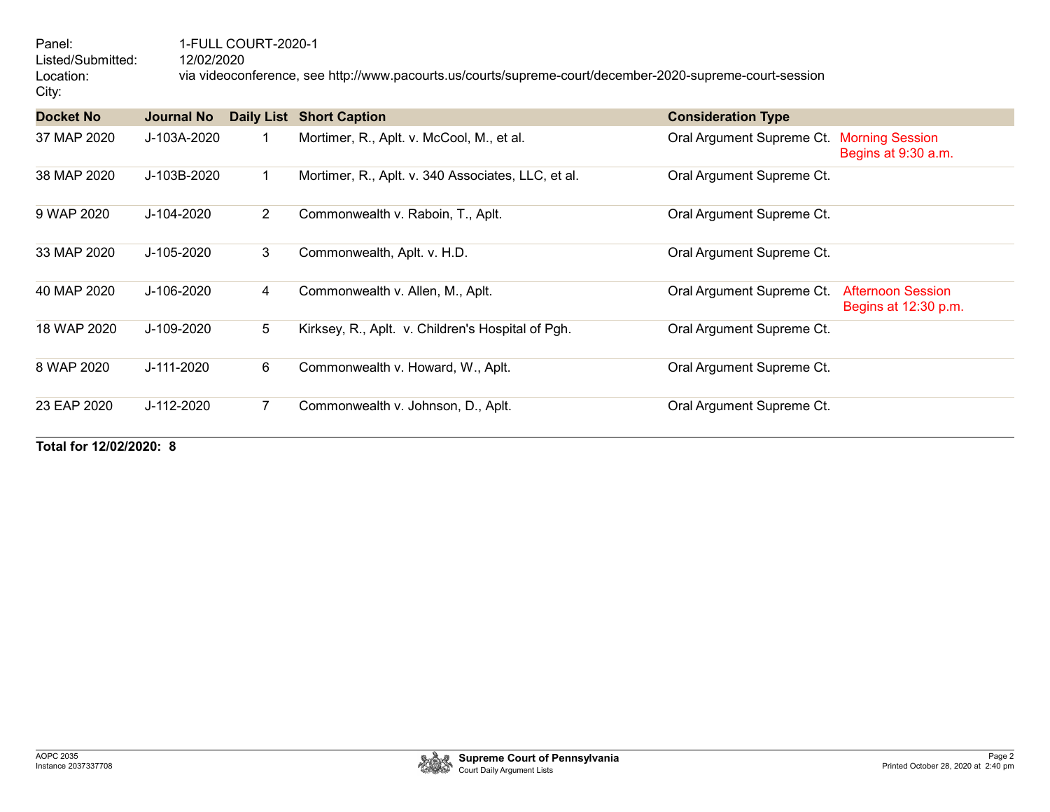Panel: 1-FULL COURT-2020-1
Listed/Submitted: 12/02/2020
Location: via videoconference, see http://www.pacourts.us/courts/supreme-court/december-2020-supreme-court-session
City:

| Docket No | Journal No | Daily List | Short Caption | Consideration Type | |
|---|---|---|---|---|---|
| 37 MAP 2020 | J-103A-2020 | 1 | Mortimer, R., Aplt. v. McCool, M., et al. | Oral Argument Supreme Ct. | Morning Session Begins at 9:30 a.m. |
| 38 MAP 2020 | J-103B-2020 | 1 | Mortimer, R., Aplt. v. 340 Associates, LLC, et al. | Oral Argument Supreme Ct. | |
| 9 WAP 2020 | J-104-2020 | 2 | Commonwealth v. Raboin, T., Aplt. | Oral Argument Supreme Ct. | |
| 33 MAP 2020 | J-105-2020 | 3 | Commonwealth, Aplt. v. H.D. | Oral Argument Supreme Ct. | |
| 40 MAP 2020 | J-106-2020 | 4 | Commonwealth v. Allen, M., Aplt. | Oral Argument Supreme Ct. | Afternoon Session Begins at 12:30 p.m. |
| 18 WAP 2020 | J-109-2020 | 5 | Kirksey, R., Aplt. v. Children's Hospital of Pgh. | Oral Argument Supreme Ct. | |
| 8 WAP 2020 | J-111-2020 | 6 | Commonwealth v. Howard, W., Aplt. | Oral Argument Supreme Ct. | |
| 23 EAP 2020 | J-112-2020 | 7 | Commonwealth v. Johnson, D., Aplt. | Oral Argument Supreme Ct. | |

**Total for 12/02/2020: 8**